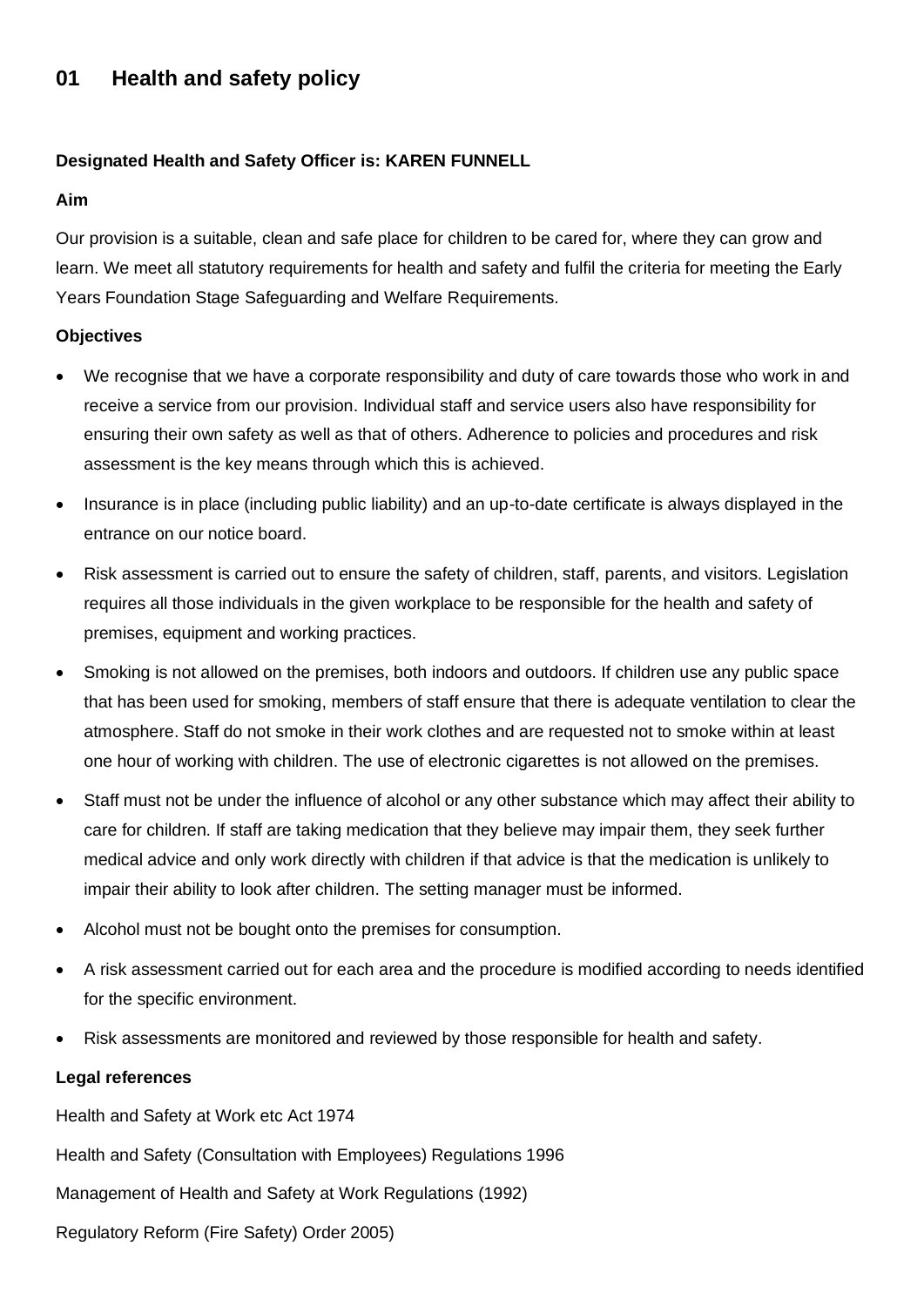# 01 Health and safety policy

**Designated Health and Safety Officer is: KAREN FUNNELL**

**Aim**

Our provision is a suitable, clean and safe place for children to be cared for, where they can grow and learn. We meet all statutory requirements for health and safety and fulfil the criteria for meeting the Early Years Foundation Stage Safeguarding and Welfare Requirements.

**Objectives**

- We recognise that we have a corporate responsibility and duty of care towards those who work in and receive a service from our provision. Individual staff and service users also have responsibility for ensuring their own safety as well as that of others. Adherence to policies and procedures and risk assessment is the key means through which this is achieved.
- Insurance is in place (including public liability) and an up-to-date certificate is always displayed in the entrance on our notice board.
- Risk assessment is carried out to ensure the safety of children, staff, parents, and visitors. Legislation requires all those individuals in the given workplace to be responsible for the health and safety of premises, equipment and working practices.
- Smoking is not allowed on the premises, both indoors and outdoors. If children use any public space that has been used for smoking, members of staff ensure that there is adequate ventilation to clear the atmosphere. Staff do not smoke in their work clothes and are requested not to smoke within at least one hour of working with children. The use of electronic cigarettes is not allowed on the premises.
- Staff must not be under the influence of alcohol or any other substance which may affect their ability to care for children. If staff are taking medication that they believe may impair them, they seek further medical advice and only work directly with children if that advice is that the medication is unlikely to impair their ability to look after children. The setting manager must be informed.
- Alcohol must not be bought onto the premises for consumption.
- A risk assessment carried out for each area and the procedure is modified according to needs identified for the specific environment.
- Risk assessments are monitored and reviewed by those responsible for health and safety.

**Legal references**

Health and Safety at Work etc Act 1974

Health and Safety (Consultation with Employees) Regulations 1996

Management of Health and Safety at Work Regulations (1992)

Regulatory Reform (Fire Safety) Order 2005)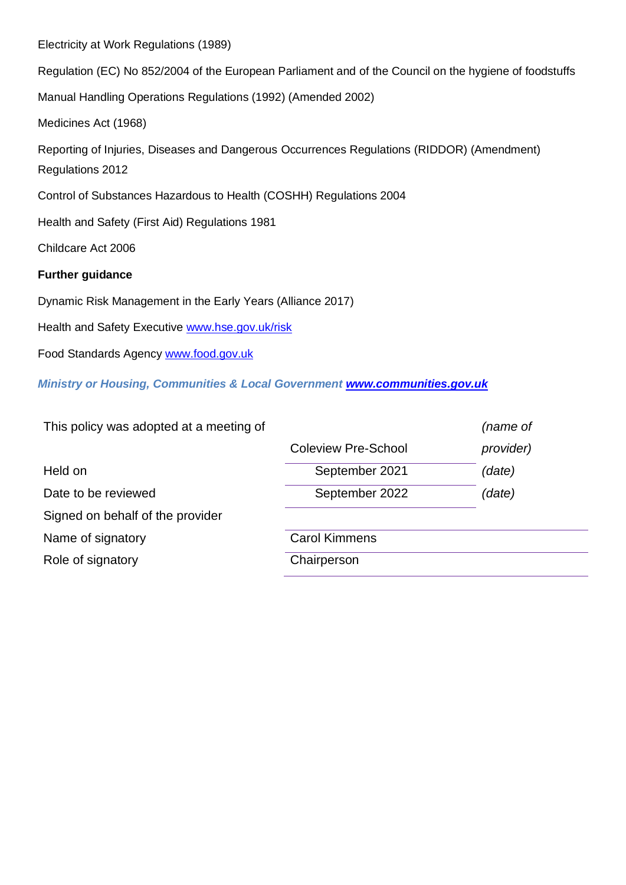Electricity at Work Regulations (1989)

Regulation (EC) No 852/2004 of the European Parliament and of the Council on the hygiene of foodstuffs

Manual Handling Operations Regulations (1992) (Amended 2002)

Medicines Act (1968)

Reporting of Injuries, Diseases and Dangerous Occurrences Regulations (RIDDOR) (Amendment) Regulations 2012

Control of Substances Hazardous to Health (COSHH) Regulations 2004

Health and Safety (First Aid) Regulations 1981

Childcare Act 2006

**Further guidance**

Dynamic Risk Management in the Early Years (Alliance 2017)

Health and Safety Executive www.hse.gov.uk/risk

Food Standards Agency www.food.gov.uk

***Ministry or Housing, Communities & Local Government www.communities.gov.uk***

| | | |
|---|---|---|
| This policy was adopted at a meeting of | Coleview Pre-School | *(name of provider)* |
| Held on | September 2021 | *(date)* |
| Date to be reviewed | September 2022 | *(date)* |
| Signed on behalf of the provider | | |
| Name of signatory | Carol Kimmens | |
| Role of signatory | Chairperson | |